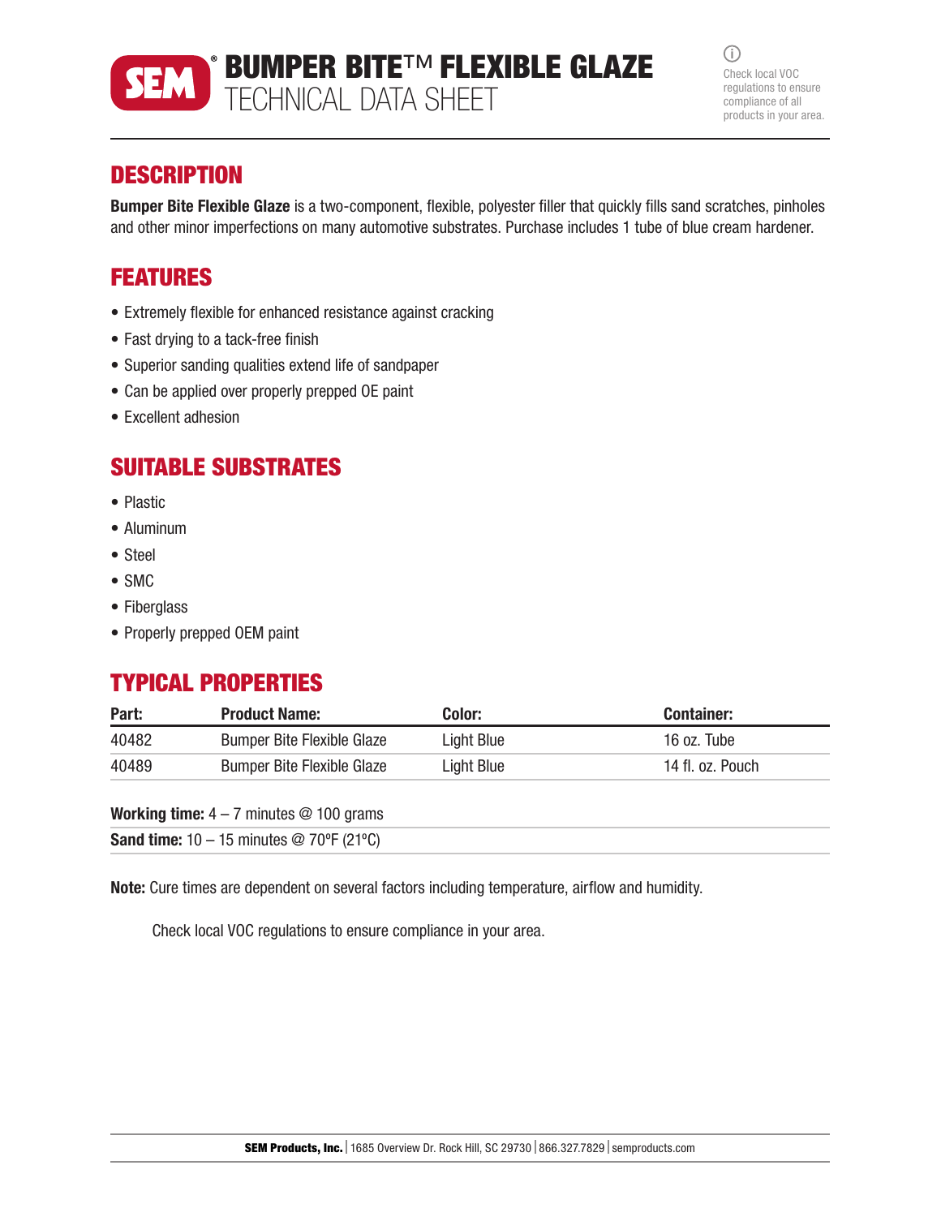# BUMPER BITE™ FLEXIBLE GLAZE
## TECHNICAL DATA SHEET

Check local VOC regulations to ensure compliance of all products in your area.

## DESCRIPTION

**Bumper Bite Flexible Glaze** is a two-component, flexible, polyester filler that quickly fills sand scratches, pinholes and other minor imperfections on many automotive substrates. Purchase includes 1 tube of blue cream hardener.

## FEATURES

- Extremely flexible for enhanced resistance against cracking
- Fast drying to a tack-free finish
- Superior sanding qualities extend life of sandpaper
- Can be applied over properly prepped OE paint
- Excellent adhesion

## SUITABLE SUBSTRATES

- Plastic
- Aluminum
- Steel
- SMC
- Fiberglass
- Properly prepped OEM paint

## TYPICAL PROPERTIES

| Part: | Product Name: | Color: | Container: |
|---|---|---|---|
| 40482 | Bumper Bite Flexible Glaze | Light Blue | 16 oz. Tube |
| 40489 | Bumper Bite Flexible Glaze | Light Blue | 14 fl. oz. Pouch |

**Working time:** 4 – 7 minutes @ 100 grams

**Sand time:** 10 – 15 minutes @ 70ºF (21ºC)

**Note:** Cure times are dependent on several factors including temperature, airflow and humidity.

Check local VOC regulations to ensure compliance in your area.

**SEM Products, Inc.** | 1685 Overview Dr. Rock Hill, SC 29730 | 866.327.7829 | semproducts.com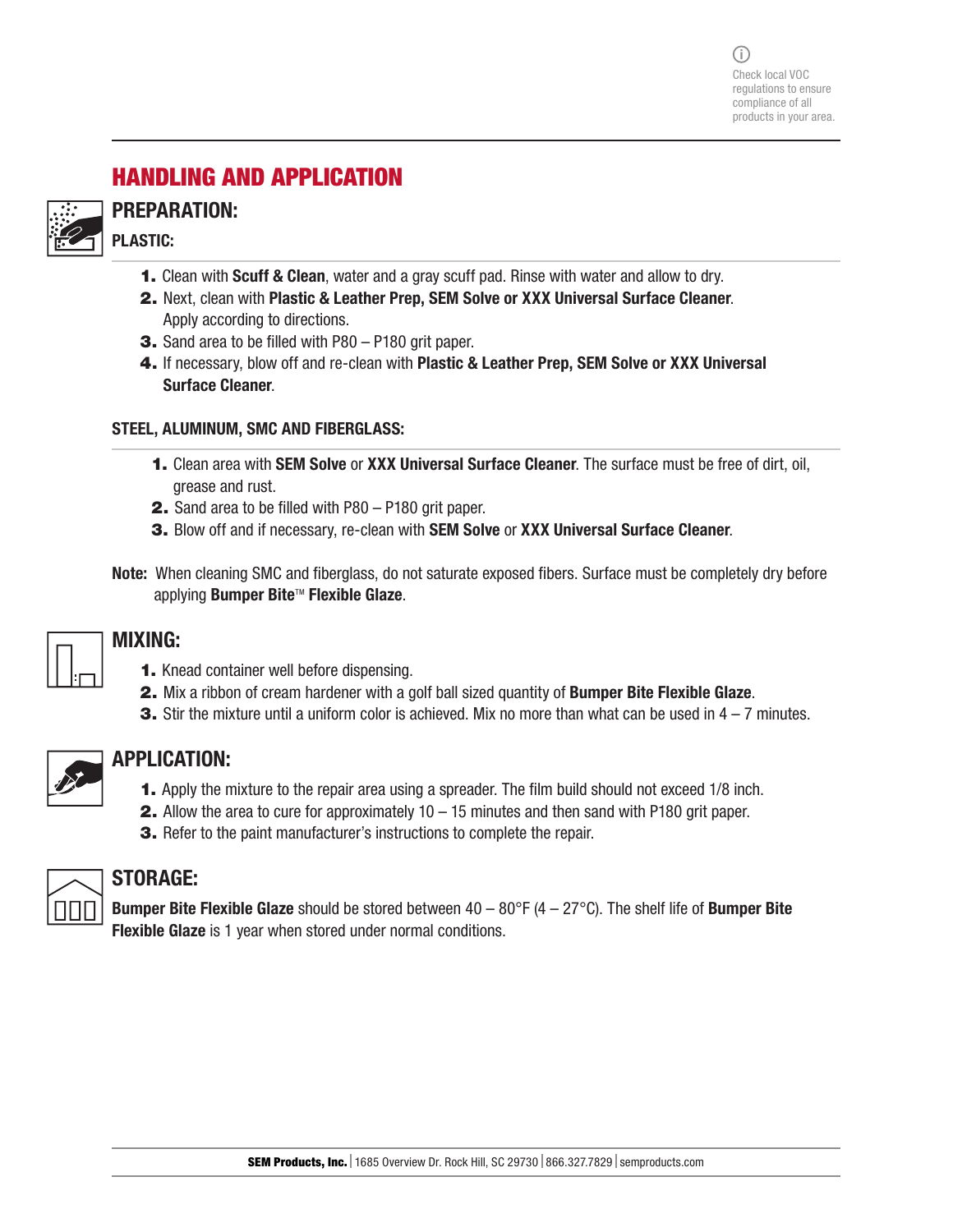Check local VOC regulations to ensure compliance of all products in your area.

## HANDLING AND APPLICATION

### PREPARATION:

**PLASTIC:**

1. Clean with **Scuff & Clean**, water and a gray scuff pad. Rinse with water and allow to dry.
2. Next, clean with **Plastic & Leather Prep, SEM Solve or XXX Universal Surface Cleaner**. Apply according to directions.
3. Sand area to be filled with P80 – P180 grit paper.
4. If necessary, blow off and re-clean with **Plastic & Leather Prep, SEM Solve or XXX Universal Surface Cleaner**.

**STEEL, ALUMINUM, SMC AND FIBERGLASS:**

1. Clean area with **SEM Solve** or **XXX Universal Surface Cleaner**. The surface must be free of dirt, oil, grease and rust.
2. Sand area to be filled with P80 – P180 grit paper.
3. Blow off and if necessary, re-clean with **SEM Solve** or **XXX Universal Surface Cleaner**.

**Note:** When cleaning SMC and fiberglass, do not saturate exposed fibers. Surface must be completely dry before applying **Bumper Bite**™ **Flexible Glaze**.

### MIXING:

1. Knead container well before dispensing.
2. Mix a ribbon of cream hardener with a golf ball sized quantity of **Bumper Bite Flexible Glaze**.
3. Stir the mixture until a uniform color is achieved. Mix no more than what can be used in 4 – 7 minutes.

### APPLICATION:

1. Apply the mixture to the repair area using a spreader. The film build should not exceed 1/8 inch.
2. Allow the area to cure for approximately 10 – 15 minutes and then sand with P180 grit paper.
3. Refer to the paint manufacturer's instructions to complete the repair.

### STORAGE:

**Bumper Bite Flexible Glaze** should be stored between 40 – 80°F (4 – 27°C). The shelf life of **Bumper Bite Flexible Glaze** is 1 year when stored under normal conditions.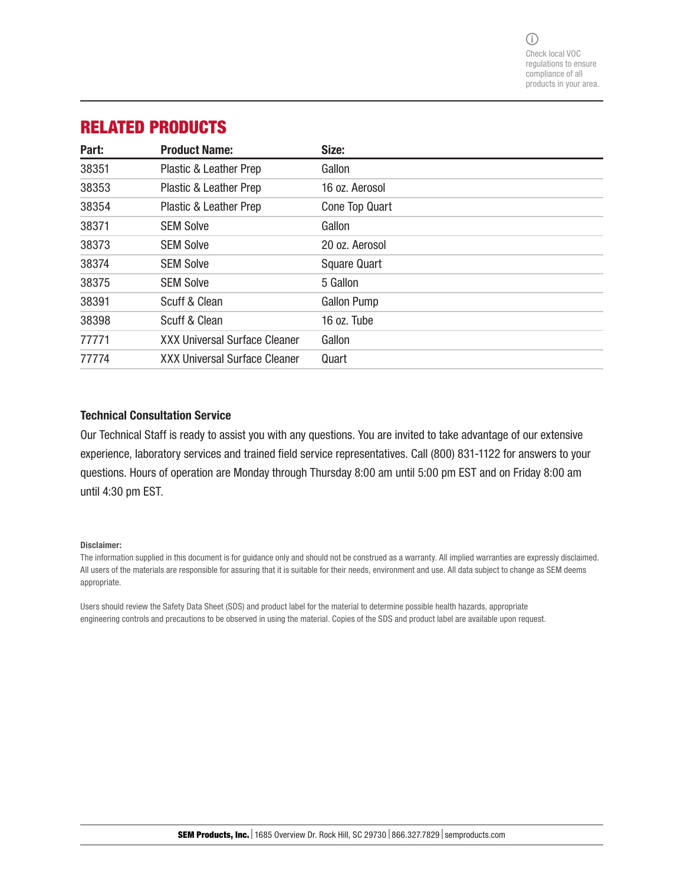Check local VOC regulations to ensure compliance of all products in your area.

## RELATED PRODUCTS

| Part: | Product Name: | Size: |
|---|---|---|
| 38351 | Plastic & Leather Prep | Gallon |
| 38353 | Plastic & Leather Prep | 16 oz. Aerosol |
| 38354 | Plastic & Leather Prep | Cone Top Quart |
| 38371 | SEM Solve | Gallon |
| 38373 | SEM Solve | 20 oz. Aerosol |
| 38374 | SEM Solve | Square Quart |
| 38375 | SEM Solve | 5 Gallon |
| 38391 | Scuff & Clean | Gallon Pump |
| 38398 | Scuff & Clean | 16 oz. Tube |
| 77771 | XXX Universal Surface Cleaner | Gallon |
| 77774 | XXX Universal Surface Cleaner | Quart |

### Technical Consultation Service

Our Technical Staff is ready to assist you with any questions. You are invited to take advantage of our extensive experience, laboratory services and trained field service representatives. Call (800) 831-1122 for answers to your questions. Hours of operation are Monday through Thursday 8:00 am until 5:00 pm EST and on Friday 8:00 am until 4:30 pm EST.

**Disclaimer:**

The information supplied in this document is for guidance only and should not be construed as a warranty. All implied warranties are expressly disclaimed. All users of the materials are responsible for assuring that it is suitable for their needs, environment and use. All data subject to change as SEM deems appropriate.

Users should review the Safety Data Sheet (SDS) and product label for the material to determine possible health hazards, appropriate engineering controls and precautions to be observed in using the material. Copies of the SDS and product label are available upon request.

**SEM Products, Inc.** | 1685 Overview Dr. Rock Hill, SC 29730 | 866.327.7829 | semproducts.com